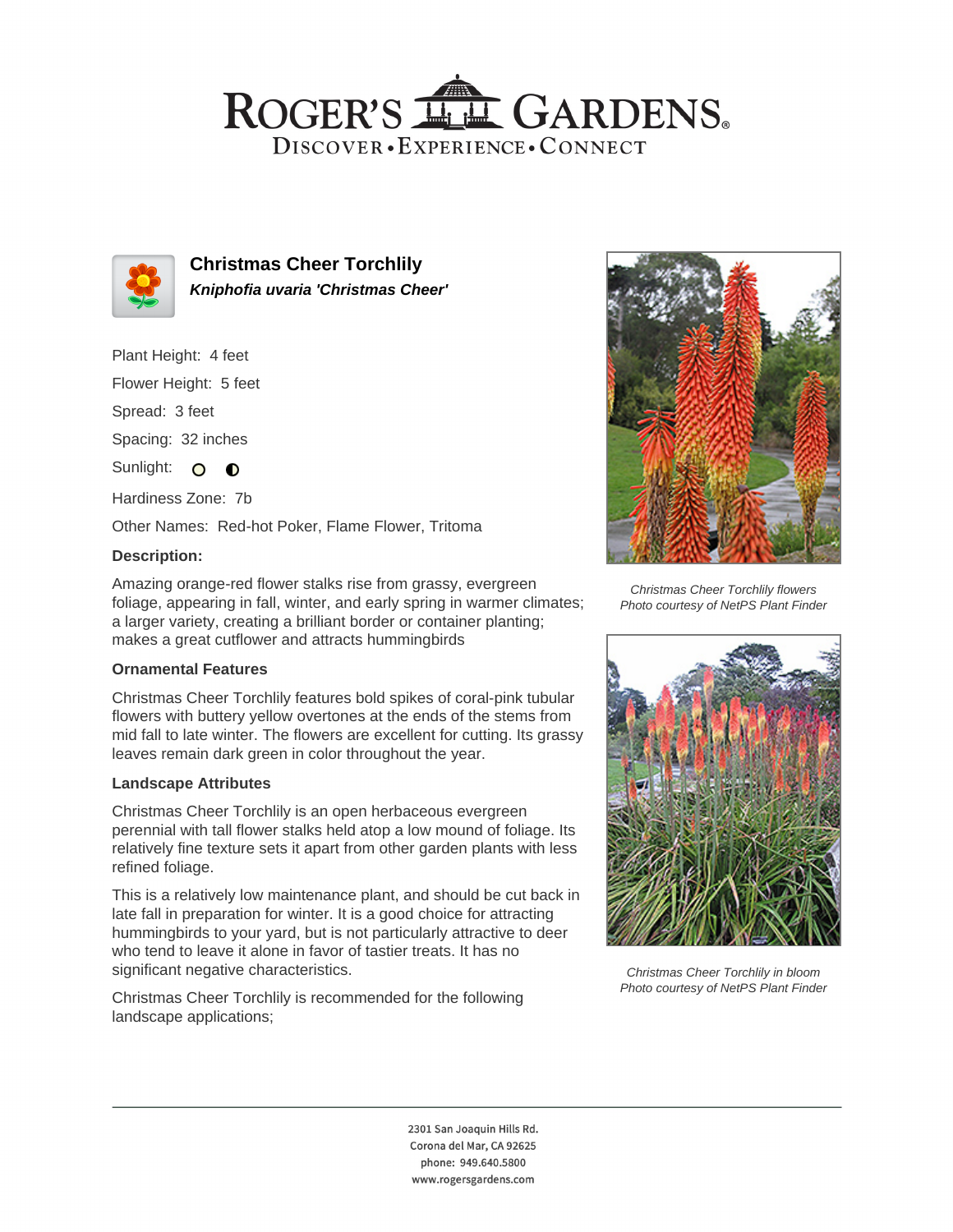# Christmas Cheer Torchlily

***Kniphofia uvaria 'Christmas Cheer'***

Plant Height: 4 feet

Flower Height: 5 feet

Spread: 3 feet

Spacing: 32 inches

Sunlight:

Hardiness Zone: 7b

Other Names: Red-hot Poker, Flame Flower, Tritoma

**Description:**

Amazing orange-red flower stalks rise from grassy, evergreen foliage, appearing in fall, winter, and early spring in warmer climates; a larger variety, creating a brilliant border or container planting; makes a great cutflower and attracts hummingbirds

### Ornamental Features

Christmas Cheer Torchlily features bold spikes of coral-pink tubular flowers with buttery yellow overtones at the ends of the stems from mid fall to late winter. The flowers are excellent for cutting. Its grassy leaves remain dark green in color throughout the year.

### Landscape Attributes

Christmas Cheer Torchlily is an open herbaceous evergreen perennial with tall flower stalks held atop a low mound of foliage. Its relatively fine texture sets it apart from other garden plants with less refined foliage.

This is a relatively low maintenance plant, and should be cut back in late fall in preparation for winter. It is a good choice for attracting hummingbirds to your yard, but is not particularly attractive to deer who tend to leave it alone in favor of tastier treats. It has no significant negative characteristics.

Christmas Cheer Torchlily is recommended for the following landscape applications;

*Christmas Cheer Torchlily flowers*
*Photo courtesy of NetPS Plant Finder*

*Christmas Cheer Torchlily in bloom*
*Photo courtesy of NetPS Plant Finder*

2301 San Joaquin Hills Rd.
Corona del Mar, CA 92625
phone: 949.640.5800
www.rogersgardens.com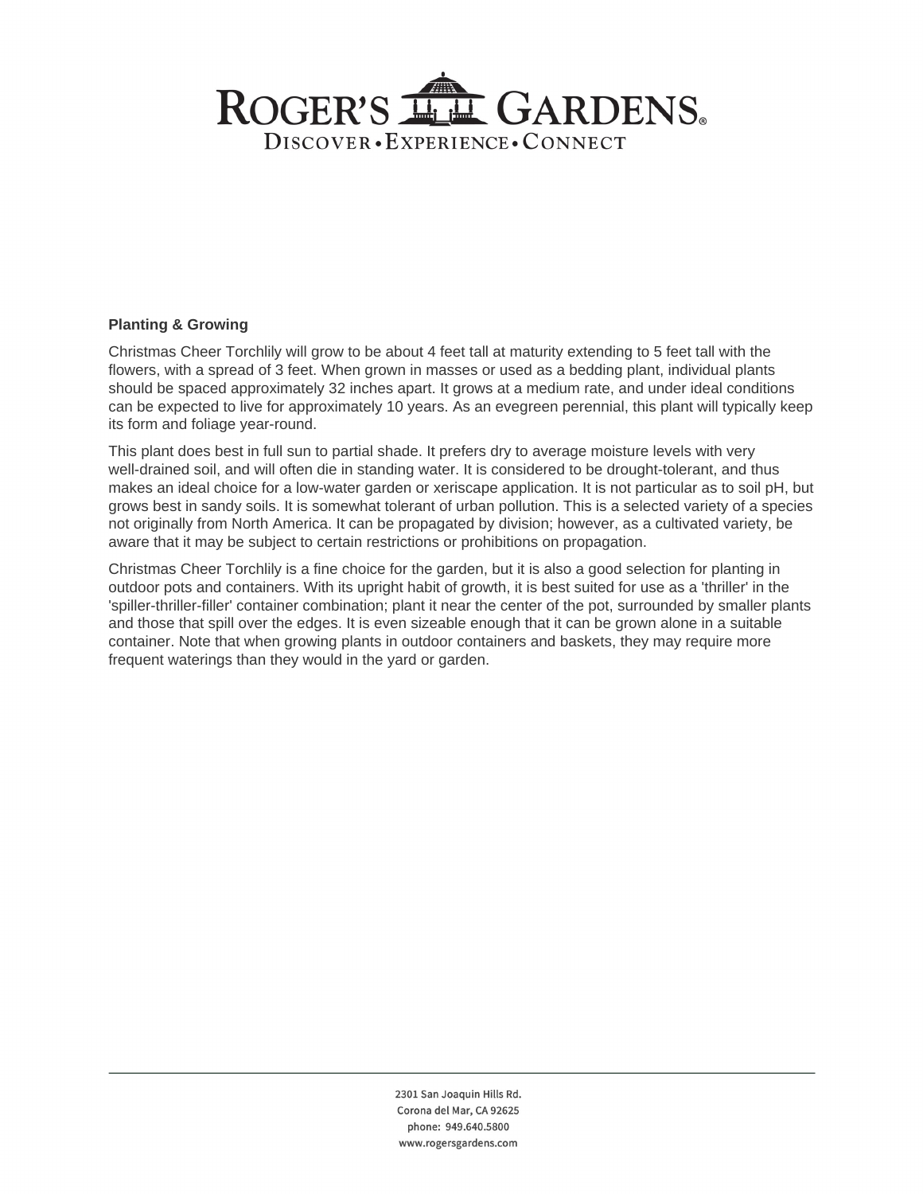### Planting & Growing

Christmas Cheer Torchlily will grow to be about 4 feet tall at maturity extending to 5 feet tall with the flowers, with a spread of 3 feet. When grown in masses or used as a bedding plant, individual plants should be spaced approximately 32 inches apart. It grows at a medium rate, and under ideal conditions can be expected to live for approximately 10 years. As an evegreen perennial, this plant will typically keep its form and foliage year-round.

This plant does best in full sun to partial shade. It prefers dry to average moisture levels with very well-drained soil, and will often die in standing water. It is considered to be drought-tolerant, and thus makes an ideal choice for a low-water garden or xeriscape application. It is not particular as to soil pH, but grows best in sandy soils. It is somewhat tolerant of urban pollution. This is a selected variety of a species not originally from North America. It can be propagated by division; however, as a cultivated variety, be aware that it may be subject to certain restrictions or prohibitions on propagation.

Christmas Cheer Torchlily is a fine choice for the garden, but it is also a good selection for planting in outdoor pots and containers. With its upright habit of growth, it is best suited for use as a 'thriller' in the 'spiller-thriller-filler' container combination; plant it near the center of the pot, surrounded by smaller plants and those that spill over the edges. It is even sizeable enough that it can be grown alone in a suitable container. Note that when growing plants in outdoor containers and baskets, they may require more frequent waterings than they would in the yard or garden.